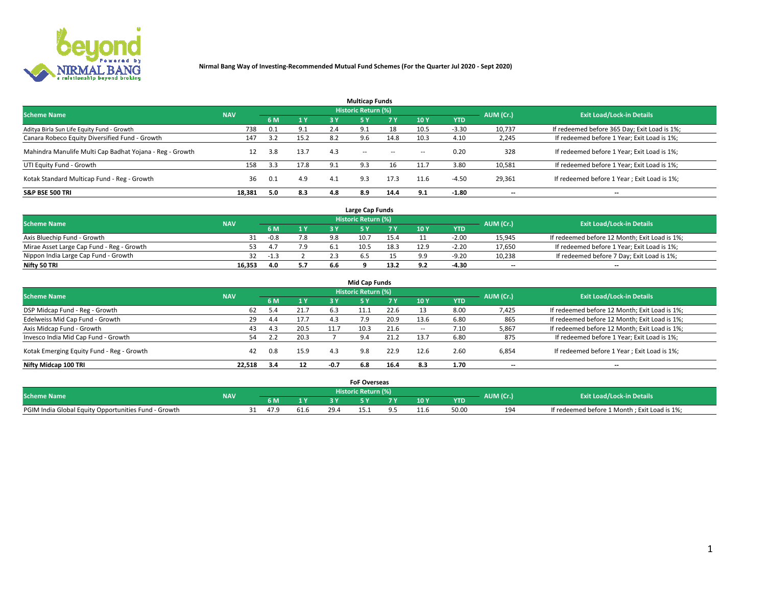**Nirmal Bang Way of Investing-Recommended Mutual Fund Schemes (For the Quarter Jul 2020 - Sept 2020)**

## Multicap Funds

| Scheme Name | NAV | Historic Return (%) | | | | | | | AUM (Cr.) | Exit Load/Lock-in Details |
|---|---|---|---|---|---|---|---|---|---|---|
| | | 6 M | 1 Y | 3 Y | 5 Y | 7 Y | 10 Y | YTD | | |
| Aditya Birla Sun Life Equity Fund - Growth | 738 | 0.1 | 9.1 | 2.4 | 9.1 | 18 | 10.5 | -3.30 | 10,737 | If redeemed before 365 Day; Exit Load is 1%; |
| Canara Robeco Equity Diversified Fund - Growth | 147 | 3.2 | 15.2 | 8.2 | 9.6 | 14.8 | 10.3 | 4.10 | 2,245 | If redeemed before 1 Year; Exit Load is 1%; |
| Mahindra Manulife Multi Cap Badhat Yojana - Reg - Growth | 12 | 3.8 | 13.7 | 4.3 | -- | -- | -- | 0.20 | 328 | If redeemed before 1 Year; Exit Load is 1%; |
| UTI Equity Fund - Growth | 158 | 3.3 | 17.8 | 9.1 | 9.3 | 16 | 11.7 | 3.80 | 10,581 | If redeemed before 1 Year; Exit Load is 1%; |
| Kotak Standard Multicap Fund - Reg - Growth | 36 | 0.1 | 4.9 | 4.1 | 9.3 | 17.3 | 11.6 | -4.50 | 29,361 | If redeemed before 1 Year ; Exit Load is 1%; |
| **S&P BSE 500 TRI** | **18,381** | **5.0** | **8.3** | **4.8** | **8.9** | **14.4** | **9.1** | **-1.80** | **--** | **--** |

## Large Cap Funds

| Scheme Name | NAV | Historic Return (%) | | | | | | | AUM (Cr.) | Exit Load/Lock-in Details |
|---|---|---|---|---|---|---|---|---|---|---|
| | | 6 M | 1 Y | 3 Y | 5 Y | 7 Y | 10 Y | YTD | | |
| Axis Bluechip Fund - Growth | 31 | -0.8 | 7.8 | 9.8 | 10.7 | 15.4 | 11 | -2.00 | 15,945 | If redeemed before 12 Month; Exit Load is 1%; |
| Mirae Asset Large Cap Fund - Reg - Growth | 53 | 4.7 | 7.9 | 6.1 | 10.5 | 18.3 | 12.9 | -2.20 | 17,650 | If redeemed before 1 Year; Exit Load is 1%; |
| Nippon India Large Cap Fund - Growth | 32 | -1.3 | 2 | 2.3 | 6.5 | 15 | 9.9 | -9.20 | 10,238 | If redeemed before 7 Day; Exit Load is 1%; |
| **Nifty 50 TRI** | **16,353** | **4.0** | **5.7** | **6.6** | **9** | **13.2** | **9.2** | **-4.30** | **--** | **--** |

## Mid Cap Funds

| Scheme Name | NAV | Historic Return (%) | | | | | | | AUM (Cr.) | Exit Load/Lock-in Details |
|---|---|---|---|---|---|---|---|---|---|---|
| | | 6 M | 1 Y | 3 Y | 5 Y | 7 Y | 10 Y | YTD | | |
| DSP Midcap Fund - Reg - Growth | 62 | 5.4 | 21.7 | 6.3 | 11.1 | 22.6 | 13 | 8.00 | 7,425 | If redeemed before 12 Month; Exit Load is 1%; |
| Edelweiss Mid Cap Fund - Growth | 29 | 4.4 | 17.7 | 4.3 | 7.9 | 20.9 | 13.6 | 6.80 | 865 | If redeemed before 12 Month; Exit Load is 1%; |
| Axis Midcap Fund - Growth | 43 | 4.3 | 20.5 | 11.7 | 10.3 | 21.6 | -- | 7.10 | 5,867 | If redeemed before 12 Month; Exit Load is 1%; |
| Invesco India Mid Cap Fund - Growth | 54 | 2.2 | 20.3 | 7 | 9.4 | 21.2 | 13.7 | 6.80 | 875 | If redeemed before 1 Year; Exit Load is 1%; |
| Kotak Emerging Equity Fund - Reg - Growth | 42 | 0.8 | 15.9 | 4.3 | 9.8 | 22.9 | 12.6 | 2.60 | 6,854 | If redeemed before 1 Year ; Exit Load is 1%; |
| **Nifty Midcap 100 TRI** | **22,518** | **3.4** | **12** | **-0.7** | **6.8** | **16.4** | **8.3** | **1.70** | **--** | **--** |

## FoF Overseas

| Scheme Name | NAV | Historic Return (%) | | | | | | | AUM (Cr.) | Exit Load/Lock-in Details |
|---|---|---|---|---|---|---|---|---|---|---|
| | | 6 M | 1 Y | 3 Y | 5 Y | 7 Y | 10 Y | YTD | | |
| PGIM India Global Equity Opportunities Fund - Growth | 31 | 47.9 | 61.6 | 29.4 | 15.1 | 9.5 | 11.6 | 50.00 | 194 | If redeemed before 1 Month ; Exit Load is 1%; |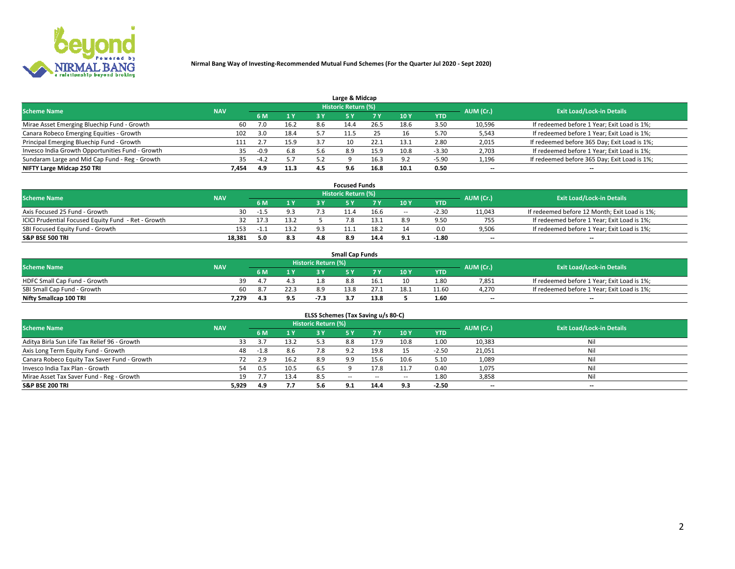**Nirmal Bang Way of Investing-Recommended Mutual Fund Schemes (For the Quarter Jul 2020 - Sept 2020)**

### Large & Midcap

| Scheme Name | NAV | Historic Return (%) | | | | | | | AUM (Cr.) | Exit Load/Lock-in Details |
|---|---|---|---|---|---|---|---|---|---|---|
| | | 6 M | 1 Y | 3 Y | 5 Y | 7 Y | 10 Y | YTD | | |
| Mirae Asset Emerging Bluechip Fund - Growth | 60 | 7.0 | 16.2 | 8.6 | 14.4 | 26.5 | 18.6 | 3.50 | 10,596 | If redeemed before 1 Year; Exit Load is 1%; |
| Canara Robeco Emerging Equities - Growth | 102 | 3.0 | 18.4 | 5.7 | 11.5 | 25 | 16 | 5.70 | 5,543 | If redeemed before 1 Year; Exit Load is 1%; |
| Principal Emerging Bluechip Fund - Growth | 111 | 2.7 | 15.9 | 3.7 | 10 | 22.1 | 13.1 | 2.80 | 2,015 | If redeemed before 365 Day; Exit Load is 1%; |
| Invesco India Growth Opportunities Fund - Growth | 35 | -0.9 | 6.8 | 5.6 | 8.9 | 15.9 | 10.8 | -3.30 | 2,703 | If redeemed before 1 Year; Exit Load is 1%; |
| Sundaram Large and Mid Cap Fund - Reg - Growth | 35 | -4.2 | 5.7 | 5.2 | 9 | 16.3 | 9.2 | -5.90 | 1,196 | If redeemed before 365 Day; Exit Load is 1%; |
| **NIFTY Large Midcap 250 TRI** | **7,454** | **4.9** | **11.3** | **4.5** | **9.6** | **16.8** | **10.1** | **0.50** | -- | -- |

### Focused Funds

| Scheme Name | NAV | Historic Return (%) | | | | | | | AUM (Cr.) | Exit Load/Lock-in Details |
|---|---|---|---|---|---|---|---|---|---|---|
| | | 6 M | 1 Y | 3 Y | 5 Y | 7 Y | 10 Y | YTD | | |
| Axis Focused 25 Fund - Growth | 30 | -1.5 | 9.3 | 7.3 | 11.4 | 16.6 | -- | -2.30 | 11,043 | If redeemed before 12 Month; Exit Load is 1%; |
| ICICI Prudential Focused Equity Fund - Ret - Growth | 32 | 17.3 | 13.2 | 5 | 7.8 | 13.1 | 8.9 | 9.50 | 755 | If redeemed before 1 Year; Exit Load is 1%; |
| SBI Focused Equity Fund - Growth | 153 | -1.1 | 13.2 | 9.3 | 11.1 | 18.2 | 14 | 0.0 | 9,506 | If redeemed before 1 Year; Exit Load is 1%; |
| **S&P BSE 500 TRI** | **18,381** | **5.0** | **8.3** | **4.8** | **8.9** | **14.4** | **9.1** | **-1.80** | -- | -- |

### Small Cap Funds

| Scheme Name | NAV | Historic Return (%) | | | | | | | AUM (Cr.) | Exit Load/Lock-in Details |
|---|---|---|---|---|---|---|---|---|---|---|
| | | 6 M | 1 Y | 3 Y | 5 Y | 7 Y | 10 Y | YTD | | |
| HDFC Small Cap Fund - Growth | 39 | 4.7 | 4.3 | 1.8 | 8.8 | 16.1 | 10 | 1.80 | 7,851 | If redeemed before 1 Year; Exit Load is 1%; |
| SBI Small Cap Fund - Growth | 60 | 8.7 | 22.3 | 8.9 | 13.8 | 27.1 | 18.1 | 11.60 | 4,270 | If redeemed before 1 Year; Exit Load is 1%; |
| **Nifty Smallcap 100 TRI** | **7,279** | **4.3** | **9.5** | **-7.3** | **3.7** | **13.8** | **5** | **1.60** | -- | -- |

### ELSS Schemes (Tax Saving u/s 80-C)

| Scheme Name | NAV | Historic Return (%) | | | | | | | AUM (Cr.) | Exit Load/Lock-in Details |
|---|---|---|---|---|---|---|---|---|---|---|
| | | 6 M | 1 Y | 3 Y | 5 Y | 7 Y | 10 Y | YTD | | |
| Aditya Birla Sun Life Tax Relief 96 - Growth | 33 | 3.7 | 13.2 | 5.3 | 8.8 | 17.9 | 10.8 | 1.00 | 10,383 | Nil |
| Axis Long Term Equity Fund - Growth | 48 | -1.8 | 8.6 | 7.8 | 9.2 | 19.8 | 15 | -2.50 | 21,051 | Nil |
| Canara Robeco Equity Tax Saver Fund - Growth | 72 | 2.9 | 16.2 | 8.9 | 9.9 | 15.6 | 10.6 | 5.10 | 1,089 | Nil |
| Invesco India Tax Plan - Growth | 54 | 0.5 | 10.5 | 6.5 | 9 | 17.8 | 11.7 | 0.40 | 1,075 | Nil |
| Mirae Asset Tax Saver Fund - Reg - Growth | 19 | 7.7 | 13.4 | 8.5 | -- | -- | -- | 1.80 | 3,858 | Nil |
| **S&P BSE 200 TRI** | **5,929** | **4.9** | **7.7** | **5.6** | **9.1** | **14.4** | **9.3** | **-2.50** | -- | -- |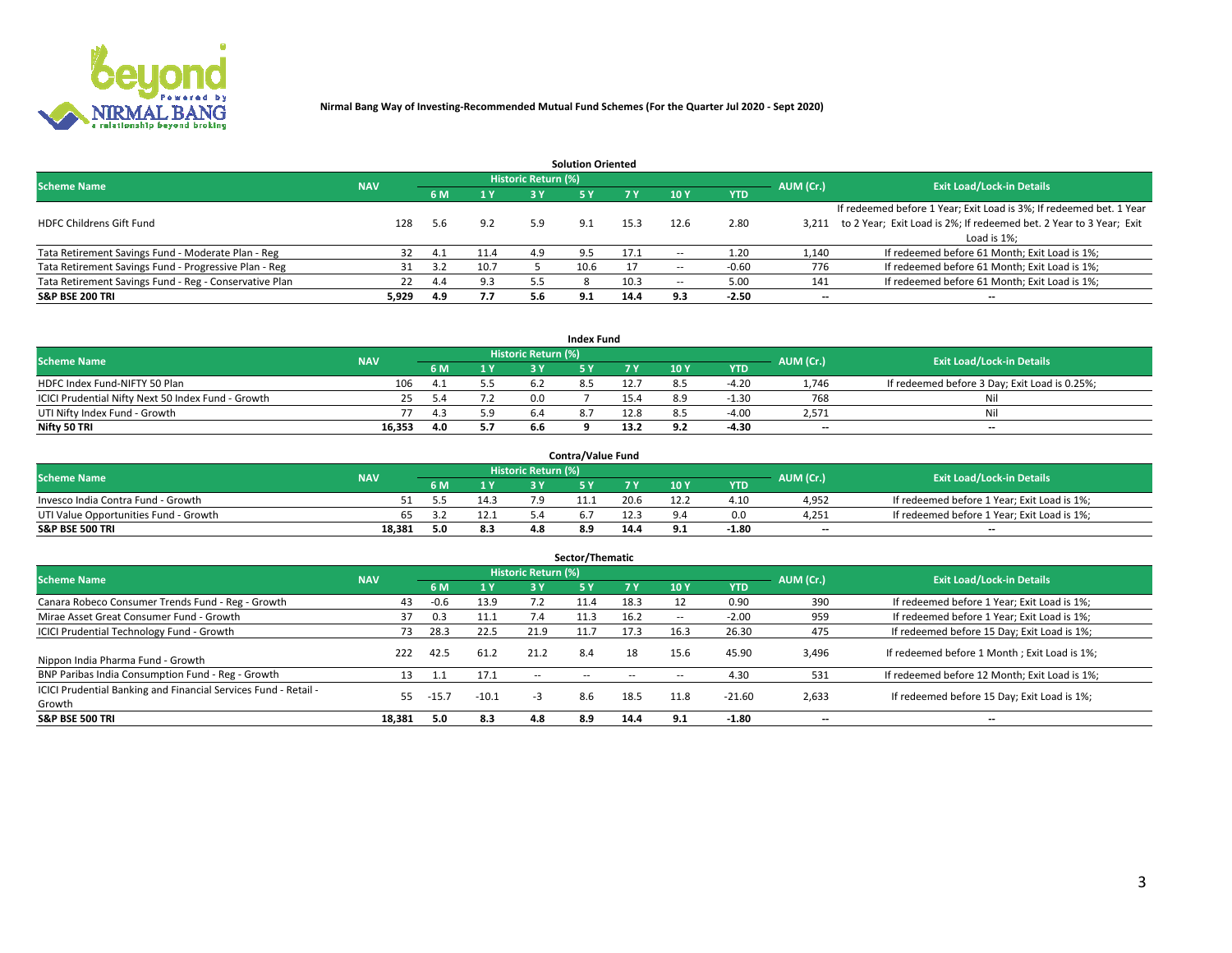**Nirmal Bang Way of Investing-Recommended Mutual Fund Schemes (For the Quarter Jul 2020 - Sept 2020)**

### Solution Oriented

| Scheme Name | NAV | Historic Return (%) | | | | | | | AUM (Cr.) | Exit Load/Lock-in Details |
|---|---|---|---|---|---|---|---|---|---|---|
| | | 6 M | 1 Y | 3 Y | 5 Y | 7 Y | 10 Y | YTD | | |
| HDFC Childrens Gift Fund | 128 | 5.6 | 9.2 | 5.9 | 9.1 | 15.3 | 12.6 | 2.80 | 3,211 | If redeemed before 1 Year; Exit Load is 3%; If redeemed bet. 1 Year to 2 Year; Exit Load is 2%; If redeemed bet. 2 Year to 3 Year; Exit Load is 1%; |
| Tata Retirement Savings Fund - Moderate Plan - Reg | 32 | 4.1 | 11.4 | 4.9 | 9.5 | 17.1 | -- | 1.20 | 1,140 | If redeemed before 61 Month; Exit Load is 1%; |
| Tata Retirement Savings Fund - Progressive Plan - Reg | 31 | 3.2 | 10.7 | 5 | 10.6 | 17 | -- | -0.60 | 776 | If redeemed before 61 Month; Exit Load is 1%; |
| Tata Retirement Savings Fund - Reg - Conservative Plan | 22 | 4.4 | 9.3 | 5.5 | 8 | 10.3 | -- | 5.00 | 141 | If redeemed before 61 Month; Exit Load is 1%; |
| **S&P BSE 200 TRI** | **5,929** | **4.9** | **7.7** | **5.6** | **9.1** | **14.4** | **9.3** | **-2.50** | **--** | **--** |

### Index Fund

| Scheme Name | NAV | Historic Return (%) | | | | | | | AUM (Cr.) | Exit Load/Lock-in Details |
|---|---|---|---|---|---|---|---|---|---|---|
| | | 6 M | 1 Y | 3 Y | 5 Y | 7 Y | 10 Y | YTD | | |
| HDFC Index Fund-NIFTY 50 Plan | 106 | 4.1 | 5.5 | 6.2 | 8.5 | 12.7 | 8.5 | -4.20 | 1,746 | If redeemed before 3 Day; Exit Load is 0.25%; |
| ICICI Prudential Nifty Next 50 Index Fund - Growth | 25 | 5.4 | 7.2 | 0.0 | 7 | 15.4 | 8.9 | -1.30 | 768 | Nil |
| UTI Nifty Index Fund - Growth | 77 | 4.3 | 5.9 | 6.4 | 8.7 | 12.8 | 8.5 | -4.00 | 2,571 | Nil |
| **Nifty 50 TRI** | **16,353** | **4.0** | **5.7** | **6.6** | **9** | **13.2** | **9.2** | **-4.30** | **--** | **--** |

### Contra/Value Fund

| Scheme Name | NAV | Historic Return (%) | | | | | | | AUM (Cr.) | Exit Load/Lock-in Details |
|---|---|---|---|---|---|---|---|---|---|---|
| | | 6 M | 1 Y | 3 Y | 5 Y | 7 Y | 10 Y | YTD | | |
| Invesco India Contra Fund - Growth | 51 | 5.5 | 14.3 | 7.9 | 11.1 | 20.6 | 12.2 | 4.10 | 4,952 | If redeemed before 1 Year; Exit Load is 1%; |
| UTI Value Opportunities Fund - Growth | 65 | 3.2 | 12.1 | 5.4 | 6.7 | 12.3 | 9.4 | 0.0 | 4,251 | If redeemed before 1 Year; Exit Load is 1%; |
| **S&P BSE 500 TRI** | **18,381** | **5.0** | **8.3** | **4.8** | **8.9** | **14.4** | **9.1** | **-1.80** | **--** | **--** |

### Sector/Thematic

| Scheme Name | NAV | Historic Return (%) | | | | | | | AUM (Cr.) | Exit Load/Lock-in Details |
|---|---|---|---|---|---|---|---|---|---|---|
| | | 6 M | 1 Y | 3 Y | 5 Y | 7 Y | 10 Y | YTD | | |
| Canara Robeco Consumer Trends Fund - Reg - Growth | 43 | -0.6 | 13.9 | 7.2 | 11.4 | 18.3 | 12 | 0.90 | 390 | If redeemed before 1 Year; Exit Load is 1%; |
| Mirae Asset Great Consumer Fund - Growth | 37 | 0.3 | 11.1 | 7.4 | 11.3 | 16.2 | -- | -2.00 | 959 | If redeemed before 1 Year; Exit Load is 1%; |
| ICICI Prudential Technology Fund - Growth | 73 | 28.3 | 22.5 | 21.9 | 11.7 | 17.3 | 16.3 | 26.30 | 475 | If redeemed before 15 Day; Exit Load is 1%; |
| Nippon India Pharma Fund - Growth | 222 | 42.5 | 61.2 | 21.2 | 8.4 | 18 | 15.6 | 45.90 | 3,496 | If redeemed before 1 Month ; Exit Load is 1%; |
| BNP Paribas India Consumption Fund - Reg - Growth | 13 | 1.1 | 17.1 | -- | -- | -- | -- | 4.30 | 531 | If redeemed before 12 Month; Exit Load is 1%; |
| ICICI Prudential Banking and Financial Services Fund - Retail - Growth | 55 | -15.7 | -10.1 | -3 | 8.6 | 18.5 | 11.8 | -21.60 | 2,633 | If redeemed before 15 Day; Exit Load is 1%; |
| **S&P BSE 500 TRI** | **18,381** | **5.0** | **8.3** | **4.8** | **8.9** | **14.4** | **9.1** | **-1.80** | **--** | **--** |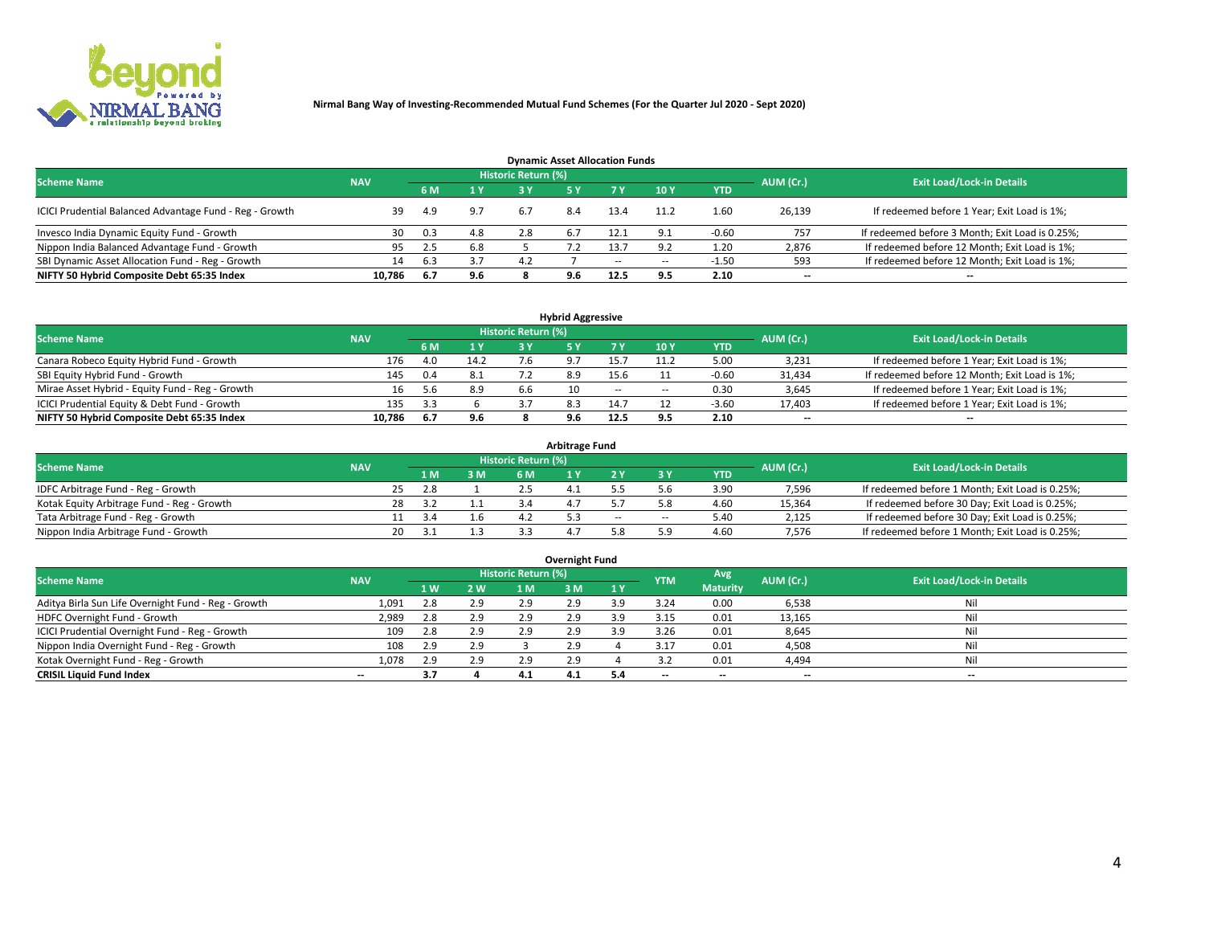**Nirmal Bang Way of Investing-Recommended Mutual Fund Schemes (For the Quarter Jul 2020 - Sept 2020)**

### Dynamic Asset Allocation Funds

| Scheme Name | NAV | Historic Return (%) | | | | | | | AUM (Cr.) | Exit Load/Lock-in Details |
|---|---|---|---|---|---|---|---|---|---|---|
| | | 6 M | 1 Y | 3 Y | 5 Y | 7 Y | 10 Y | YTD | | |
| ICICI Prudential Balanced Advantage Fund - Reg - Growth | 39 | 4.9 | 9.7 | 6.7 | 8.4 | 13.4 | 11.2 | 1.60 | 26,139 | If redeemed before 1 Year; Exit Load is 1%; |
| Invesco India Dynamic Equity Fund - Growth | 30 | 0.3 | 4.8 | 2.8 | 6.7 | 12.1 | 9.1 | -0.60 | 757 | If redeemed before 3 Month; Exit Load is 0.25%; |
| Nippon India Balanced Advantage Fund - Growth | 95 | 2.5 | 6.8 | 5 | 7.2 | 13.7 | 9.2 | 1.20 | 2,876 | If redeemed before 12 Month; Exit Load is 1%; |
| SBI Dynamic Asset Allocation Fund - Reg - Growth | 14 | 6.3 | 3.7 | 4.2 | 7 | -- | -- | -1.50 | 593 | If redeemed before 12 Month; Exit Load is 1%; |
| **NIFTY 50 Hybrid Composite Debt 65:35 Index** | **10,786** | **6.7** | **9.6** | **8** | **9.6** | **12.5** | **9.5** | **2.10** | **--** | **--** |

### Hybrid Aggressive

| Scheme Name | NAV | Historic Return (%) | | | | | | | AUM (Cr.) | Exit Load/Lock-in Details |
|---|---|---|---|---|---|---|---|---|---|---|
| | | 6 M | 1 Y | 3 Y | 5 Y | 7 Y | 10 Y | YTD | | |
| Canara Robeco Equity Hybrid Fund - Growth | 176 | 4.0 | 14.2 | 7.6 | 9.7 | 15.7 | 11.2 | 5.00 | 3,231 | If redeemed before 1 Year; Exit Load is 1%; |
| SBI Equity Hybrid Fund - Growth | 145 | 0.4 | 8.1 | 7.2 | 8.9 | 15.6 | 11 | -0.60 | 31,434 | If redeemed before 12 Month; Exit Load is 1%; |
| Mirae Asset Hybrid - Equity Fund - Reg - Growth | 16 | 5.6 | 8.9 | 6.6 | 10 | -- | -- | 0.30 | 3,645 | If redeemed before 1 Year; Exit Load is 1%; |
| ICICI Prudential Equity & Debt Fund - Growth | 135 | 3.3 | 6 | 3.7 | 8.3 | 14.7 | 12 | -3.60 | 17,403 | If redeemed before 1 Year; Exit Load is 1%; |
| **NIFTY 50 Hybrid Composite Debt 65:35 Index** | **10,786** | **6.7** | **9.6** | **8** | **9.6** | **12.5** | **9.5** | **2.10** | **--** | **--** |

### Arbitrage Fund

| Scheme Name | NAV | Historic Return (%) | | | | | | | AUM (Cr.) | Exit Load/Lock-in Details |
|---|---|---|---|---|---|---|---|---|---|---|
| | | 1 M | 3 M | 6 M | 1 Y | 2 Y | 3 Y | YTD | | |
| IDFC Arbitrage Fund - Reg - Growth | 25 | 2.8 | 1 | 2.5 | 4.1 | 5.5 | 5.6 | 3.90 | 7,596 | If redeemed before 1 Month; Exit Load is 0.25%; |
| Kotak Equity Arbitrage Fund - Reg - Growth | 28 | 3.2 | 1.1 | 3.4 | 4.7 | 5.7 | 5.8 | 4.60 | 15,364 | If redeemed before 30 Day; Exit Load is 0.25%; |
| Tata Arbitrage Fund - Reg - Growth | 11 | 3.4 | 1.6 | 4.2 | 5.3 | -- | -- | 5.40 | 2,125 | If redeemed before 30 Day; Exit Load is 0.25%; |
| Nippon India Arbitrage Fund - Growth | 20 | 3.1 | 1.3 | 3.3 | 4.7 | 5.8 | 5.9 | 4.60 | 7,576 | If redeemed before 1 Month; Exit Load is 0.25%; |

### Overnight Fund

| Scheme Name | NAV | Historic Return (%) | | | | | YTM | Avg Maturity | AUM (Cr.) | Exit Load/Lock-in Details |
|---|---|---|---|---|---|---|---|---|---|---|
| | | 1 W | 2 W | 1 M | 3 M | 1 Y | | | | |
| Aditya Birla Sun Life Overnight Fund - Reg - Growth | 1,091 | 2.8 | 2.9 | 2.9 | 2.9 | 3.9 | 3.24 | 0.00 | 6,538 | Nil |
| HDFC Overnight Fund - Growth | 2,989 | 2.8 | 2.9 | 2.9 | 2.9 | 3.9 | 3.15 | 0.01 | 13,165 | Nil |
| ICICI Prudential Overnight Fund - Reg - Growth | 109 | 2.8 | 2.9 | 2.9 | 2.9 | 3.9 | 3.26 | 0.01 | 8,645 | Nil |
| Nippon India Overnight Fund - Reg - Growth | 108 | 2.9 | 2.9 | 3 | 2.9 | 4 | 3.17 | 0.01 | 4,508 | Nil |
| Kotak Overnight Fund - Reg - Growth | 1,078 | 2.9 | 2.9 | 2.9 | 2.9 | 4 | 3.2 | 0.01 | 4,494 | Nil |
| **CRISIL Liquid Fund Index** | **--** | **3.7** | **4** | **4.1** | **4.1** | **5.4** | **--** | **--** | **--** | **--** |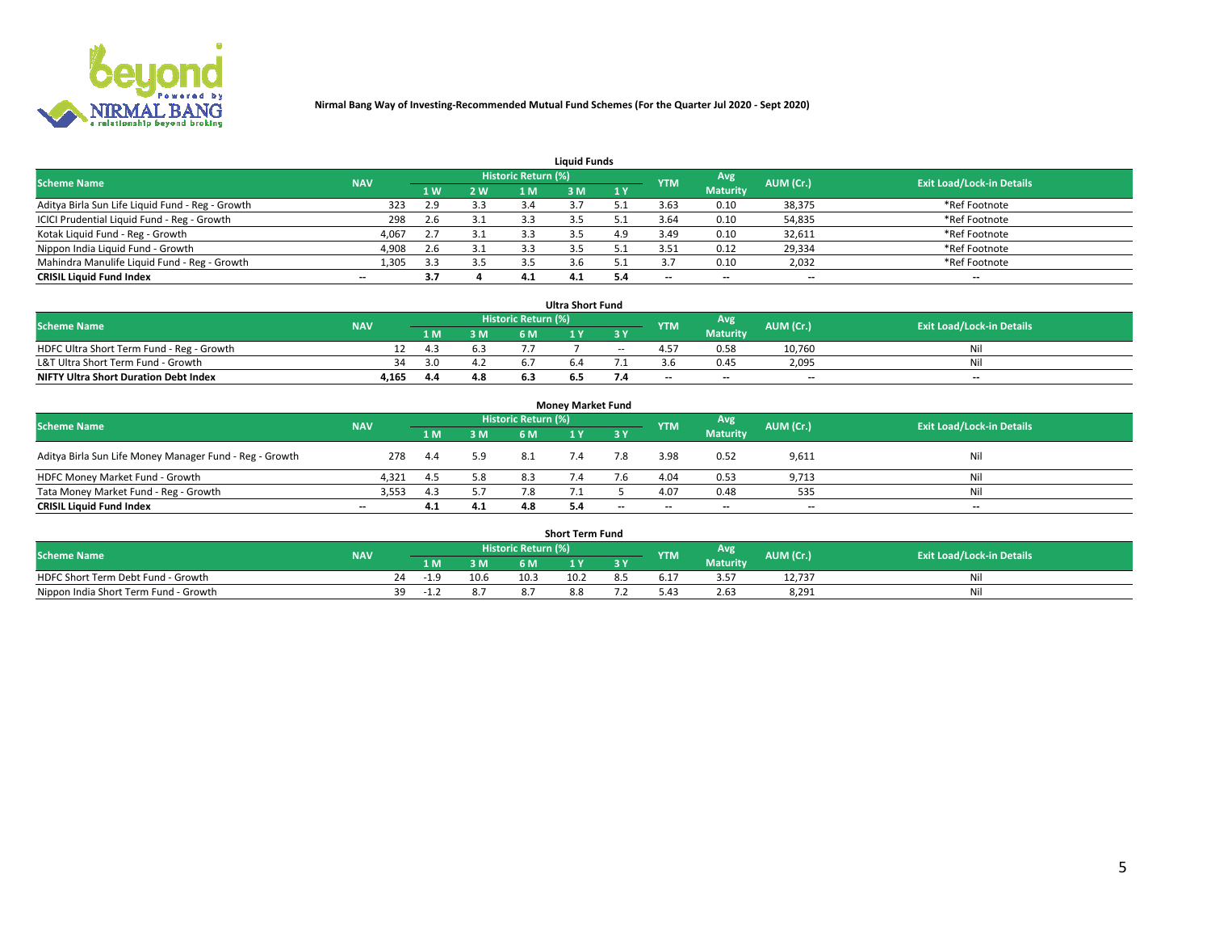**Nirmal Bang Way of Investing-Recommended Mutual Fund Schemes (For the Quarter Jul 2020 - Sept 2020)**

### Liquid Funds

| Scheme Name | NAV | Historic Return (%) | | | | | YTM | Avg Maturity | AUM (Cr.) | Exit Load/Lock-in Details |
|---|---|---|---|---|---|---|---|---|---|---|
| | | 1 W | 2 W | 1 M | 3 M | 1 Y | | | | |
| Aditya Birla Sun Life Liquid Fund - Reg - Growth | 323 | 2.9 | 3.3 | 3.4 | 3.7 | 5.1 | 3.63 | 0.10 | 38,375 | *Ref Footnote |
| ICICI Prudential Liquid Fund - Reg - Growth | 298 | 2.6 | 3.1 | 3.3 | 3.5 | 5.1 | 3.64 | 0.10 | 54,835 | *Ref Footnote |
| Kotak Liquid Fund - Reg - Growth | 4,067 | 2.7 | 3.1 | 3.3 | 3.5 | 4.9 | 3.49 | 0.10 | 32,611 | *Ref Footnote |
| Nippon India Liquid Fund - Growth | 4,908 | 2.6 | 3.1 | 3.3 | 3.5 | 5.1 | 3.51 | 0.12 | 29,334 | *Ref Footnote |
| Mahindra Manulife Liquid Fund - Reg - Growth | 1,305 | 3.3 | 3.5 | 3.5 | 3.6 | 5.1 | 3.7 | 0.10 | 2,032 | *Ref Footnote |
| **CRISIL Liquid Fund Index** | -- | **3.7** | **4** | **4.1** | **4.1** | **5.4** | -- | -- | -- | -- |

### Ultra Short Fund

| Scheme Name | NAV | Historic Return (%) | | | | | YTM | Avg Maturity | AUM (Cr.) | Exit Load/Lock-in Details |
|---|---|---|---|---|---|---|---|---|---|---|
| | | 1 M | 3 M | 6 M | 1 Y | 3 Y | | | | |
| HDFC Ultra Short Term Fund - Reg - Growth | 12 | 4.3 | 6.3 | 7.7 | 7 | -- | 4.57 | 0.58 | 10,760 | Nil |
| L&T Ultra Short Term Fund - Growth | 34 | 3.0 | 4.2 | 6.7 | 6.4 | 7.1 | 3.6 | 0.45 | 2,095 | Nil |
| **NIFTY Ultra Short Duration Debt Index** | **4,165** | **4.4** | **4.8** | **6.3** | **6.5** | **7.4** | -- | -- | -- | -- |

### Money Market Fund

| Scheme Name | NAV | Historic Return (%) | | | | | YTM | Avg Maturity | AUM (Cr.) | Exit Load/Lock-in Details |
|---|---|---|---|---|---|---|---|---|---|---|
| | | 1 M | 3 M | 6 M | 1 Y | 3 Y | | | | |
| Aditya Birla Sun Life Money Manager Fund - Reg - Growth | 278 | 4.4 | 5.9 | 8.1 | 7.4 | 7.8 | 3.98 | 0.52 | 9,611 | Nil |
| HDFC Money Market Fund - Growth | 4,321 | 4.5 | 5.8 | 8.3 | 7.4 | 7.6 | 4.04 | 0.53 | 9,713 | Nil |
| Tata Money Market Fund - Reg - Growth | 3,553 | 4.3 | 5.7 | 7.8 | 7.1 | 5 | 4.07 | 0.48 | 535 | Nil |
| **CRISIL Liquid Fund Index** | -- | **4.1** | **4.1** | **4.8** | **5.4** | -- | -- | -- | -- | -- |

### Short Term Fund

| Scheme Name | NAV | Historic Return (%) | | | | | YTM | Avg Maturity | AUM (Cr.) | Exit Load/Lock-in Details |
|---|---|---|---|---|---|---|---|---|---|---|
| | | 1 M | 3 M | 6 M | 1 Y | 3 Y | | | | |
| HDFC Short Term Debt Fund - Growth | 24 | -1.9 | 10.6 | 10.3 | 10.2 | 8.5 | 6.17 | 3.57 | 12,737 | Nil |
| Nippon India Short Term Fund - Growth | 39 | -1.2 | 8.7 | 8.7 | 8.8 | 7.2 | 5.43 | 2.63 | 8,291 | Nil |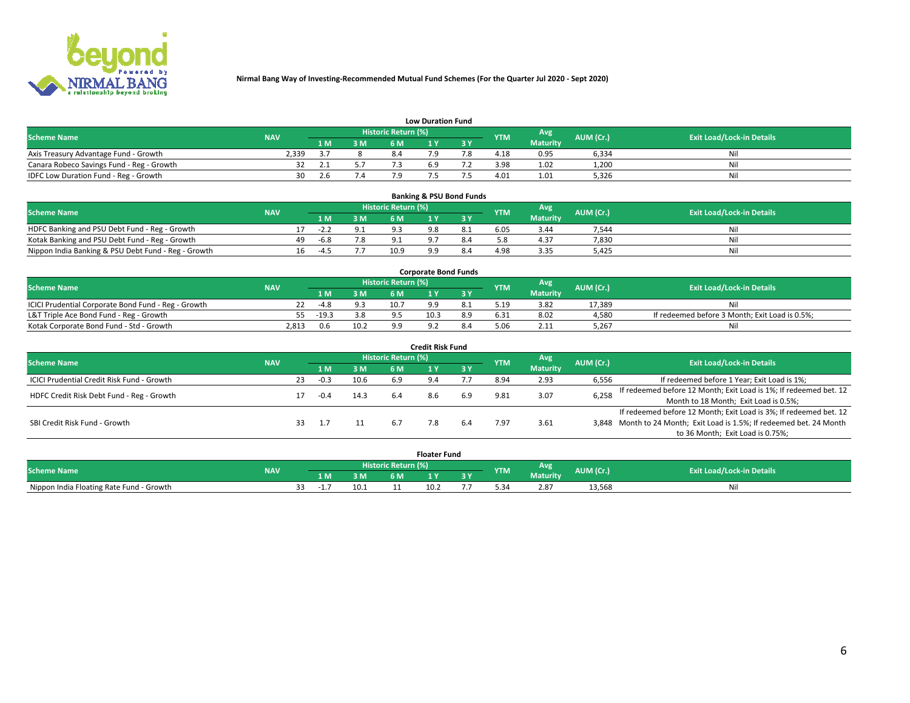**Nirmal Bang Way of Investing-Recommended Mutual Fund Schemes (For the Quarter Jul 2020 - Sept 2020)**

### Low Duration Fund

| Scheme Name | NAV | Historic Return (%) | | | | | YTM | Avg Maturity | AUM (Cr.) | Exit Load/Lock-in Details |
|---|---|---|---|---|---|---|---|---|---|---|
| | | 1 M | 3 M | 6 M | 1 Y | 3 Y | | | | |
| Axis Treasury Advantage Fund - Growth | 2,339 | 3.7 | 8 | 8.4 | 7.9 | 7.8 | 4.18 | 0.95 | 6,334 | Nil |
| Canara Robeco Savings Fund - Reg - Growth | 32 | 2.1 | 5.7 | 7.3 | 6.9 | 7.2 | 3.98 | 1.02 | 1,200 | Nil |
| IDFC Low Duration Fund - Reg - Growth | 30 | 2.6 | 7.4 | 7.9 | 7.5 | 7.5 | 4.01 | 1.01 | 5,326 | Nil |

### Banking & PSU Bond Funds

| Scheme Name | NAV | Historic Return (%) | | | | | YTM | Avg Maturity | AUM (Cr.) | Exit Load/Lock-in Details |
|---|---|---|---|---|---|---|---|---|---|---|
| | | 1 M | 3 M | 6 M | 1 Y | 3 Y | | | | |
| HDFC Banking and PSU Debt Fund - Reg - Growth | 17 | -2.2 | 9.1 | 9.3 | 9.8 | 8.1 | 6.05 | 3.44 | 7,544 | Nil |
| Kotak Banking and PSU Debt Fund - Reg - Growth | 49 | -6.8 | 7.8 | 9.1 | 9.7 | 8.4 | 5.8 | 4.37 | 7,830 | Nil |
| Nippon India Banking & PSU Debt Fund - Reg - Growth | 16 | -4.5 | 7.7 | 10.9 | 9.9 | 8.4 | 4.98 | 3.35 | 5,425 | Nil |

### Corporate Bond Funds

| Scheme Name | NAV | Historic Return (%) | | | | | YTM | Avg Maturity | AUM (Cr.) | Exit Load/Lock-in Details |
|---|---|---|---|---|---|---|---|---|---|---|
| | | 1 M | 3 M | 6 M | 1 Y | 3 Y | | | | |
| ICICI Prudential Corporate Bond Fund - Reg - Growth | 22 | -4.8 | 9.3 | 10.7 | 9.9 | 8.1 | 5.19 | 3.82 | 17,389 | Nil |
| L&T Triple Ace Bond Fund - Reg - Growth | 55 | -19.3 | 3.8 | 9.5 | 10.3 | 8.9 | 6.31 | 8.02 | 4,580 | If redeemed before 3 Month; Exit Load is 0.5%; |
| Kotak Corporate Bond Fund - Std - Growth | 2,813 | 0.6 | 10.2 | 9.9 | 9.2 | 8.4 | 5.06 | 2.11 | 5,267 | Nil |

### Credit Risk Fund

| Scheme Name | NAV | Historic Return (%) | | | | | YTM | Avg Maturity | AUM (Cr.) | Exit Load/Lock-in Details |
|---|---|---|---|---|---|---|---|---|---|---|
| | | 1 M | 3 M | 6 M | 1 Y | 3 Y | | | | |
| ICICI Prudential Credit Risk Fund - Growth | 23 | -0.3 | 10.6 | 6.9 | 9.4 | 7.7 | 8.94 | 2.93 | 6,556 | If redeemed before 1 Year; Exit Load is 1%; |
| HDFC Credit Risk Debt Fund - Reg - Growth | 17 | -0.4 | 14.3 | 6.4 | 8.6 | 6.9 | 9.81 | 3.07 | 6,258 | If redeemed before 12 Month; Exit Load is 1%; If redeemed bet. 12 Month to 18 Month; Exit Load is 0.5%; |
| SBI Credit Risk Fund - Growth | 33 | 1.7 | 11 | 6.7 | 7.8 | 6.4 | 7.97 | 3.61 | 3,848 | If redeemed before 12 Month; Exit Load is 3%; If redeemed bet. 12 Month to 24 Month; Exit Load is 1.5%; If redeemed bet. 24 Month to 36 Month; Exit Load is 0.75%; |

### Floater Fund

| Scheme Name | NAV | Historic Return (%) | | | | | YTM | Avg Maturity | AUM (Cr.) | Exit Load/Lock-in Details |
|---|---|---|---|---|---|---|---|---|---|---|
| | | 1 M | 3 M | 6 M | 1 Y | 3 Y | | | | |
| Nippon India Floating Rate Fund - Growth | 33 | -1.7 | 10.1 | 11 | 10.2 | 7.7 | 5.34 | 2.87 | 13,568 | Nil |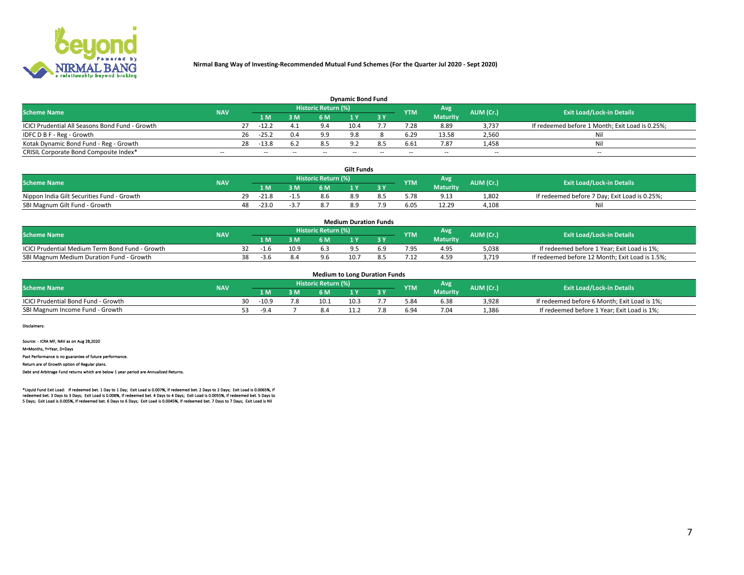**Nirmal Bang Way of Investing-Recommended Mutual Fund Schemes (For the Quarter Jul 2020 - Sept 2020)**

### Dynamic Bond Fund

| Scheme Name | NAV | Historic Return (%) | | | | | YTM | Avg Maturity | AUM (Cr.) | Exit Load/Lock-in Details |
|---|---|---|---|---|---|---|---|---|---|---|
| | | 1 M | 3 M | 6 M | 1 Y | 3 Y | | | | |
| ICICI Prudential All Seasons Bond Fund - Growth | 27 | -12.2 | 4.1 | 9.4 | 10.4 | 7.7 | 7.28 | 8.89 | 3,737 | If redeemed before 1 Month; Exit Load is 0.25%; |
| IDFC D B F - Reg - Growth | 26 | -25.2 | 0.4 | 9.9 | 9.8 | 8 | 6.29 | 13.58 | 2,560 | Nil |
| Kotak Dynamic Bond Fund - Reg - Growth | 28 | -13.8 | 6.2 | 8.5 | 9.2 | 8.5 | 6.61 | 7.87 | 1,458 | Nil |
| CRISIL Corporate Bond Composite Index* | -- | -- | -- | -- | -- | -- | -- | -- | -- | -- |

### Gilt Funds

| Scheme Name | NAV | Historic Return (%) | | | | | YTM | Avg Maturity | AUM (Cr.) | Exit Load/Lock-in Details |
|---|---|---|---|---|---|---|---|---|---|---|
| | | 1 M | 3 M | 6 M | 1 Y | 3 Y | | | | |
| Nippon India Gilt Securities Fund - Growth | 29 | -21.8 | -1.5 | 8.6 | 8.9 | 8.5 | 5.78 | 9.13 | 1,802 | If redeemed before 7 Day; Exit Load is 0.25%; |
| SBI Magnum Gilt Fund - Growth | 48 | -23.0 | -3.7 | 8.7 | 8.9 | 7.9 | 6.05 | 12.29 | 4,108 | Nil |

### Medium Duration Funds

| Scheme Name | NAV | Historic Return (%) | | | | | YTM | Avg Maturity | AUM (Cr.) | Exit Load/Lock-in Details |
|---|---|---|---|---|---|---|---|---|---|---|
| | | 1 M | 3 M | 6 M | 1 Y | 3 Y | | | | |
| ICICI Prudential Medium Term Bond Fund - Growth | 32 | -1.6 | 10.9 | 6.3 | 9.5 | 6.9 | 7.95 | 4.95 | 5,038 | If redeemed before 1 Year; Exit Load is 1%; |
| SBI Magnum Medium Duration Fund - Growth | 38 | -3.6 | 8.4 | 9.6 | 10.7 | 8.5 | 7.12 | 4.59 | 3,719 | If redeemed before 12 Month; Exit Load is 1.5%; |

### Medium to Long Duration Funds

| Scheme Name | NAV | Historic Return (%) | | | | | YTM | Avg Maturity | AUM (Cr.) | Exit Load/Lock-in Details |
|---|---|---|---|---|---|---|---|---|---|---|
| | | 1 M | 3 M | 6 M | 1 Y | 3 Y | | | | |
| ICICI Prudential Bond Fund - Growth | 30 | -10.9 | 7.8 | 10.1 | 10.3 | 7.7 | 5.84 | 6.38 | 3,928 | If redeemed before 6 Month; Exit Load is 1%; |
| SBI Magnum Income Fund - Growth | 53 | -9.4 | 7 | 8.4 | 11.2 | 7.8 | 6.94 | 7.04 | 1,386 | If redeemed before 1 Year; Exit Load is 1%; |

Disclaimers:

Source: - ICRA MF, NAV as on Aug 28,2020

M=Months, Y=Year, D=Days

Past Performance is no guarantee of future performance.

Return are of Growth option of Regular plans.

Debt and Arbitrage Fund returns which are below 1 year period are Annualized Returns.

*Liquid Fund Exit Load: If redeemed bet. 1 Day to 1 Day; Exit Load is 0.007%, If redeemed bet. 2 Days to 2 Days; Exit Load is 0.0065%, If redeemed bet. 3 Days to 3 Days; Exit Load is 0.006%, If redeemed bet. 4 Days to 4 Days; Exit Load is 0.0055%, If redeemed bet. 5 Days to 5 Days; Exit Load is 0.005%, If redeemed bet. 6 Days to 6 Days; Exit Load is 0.0045%, If redeemed bet. 7 Days to 7 Days; Exit Load is Nil